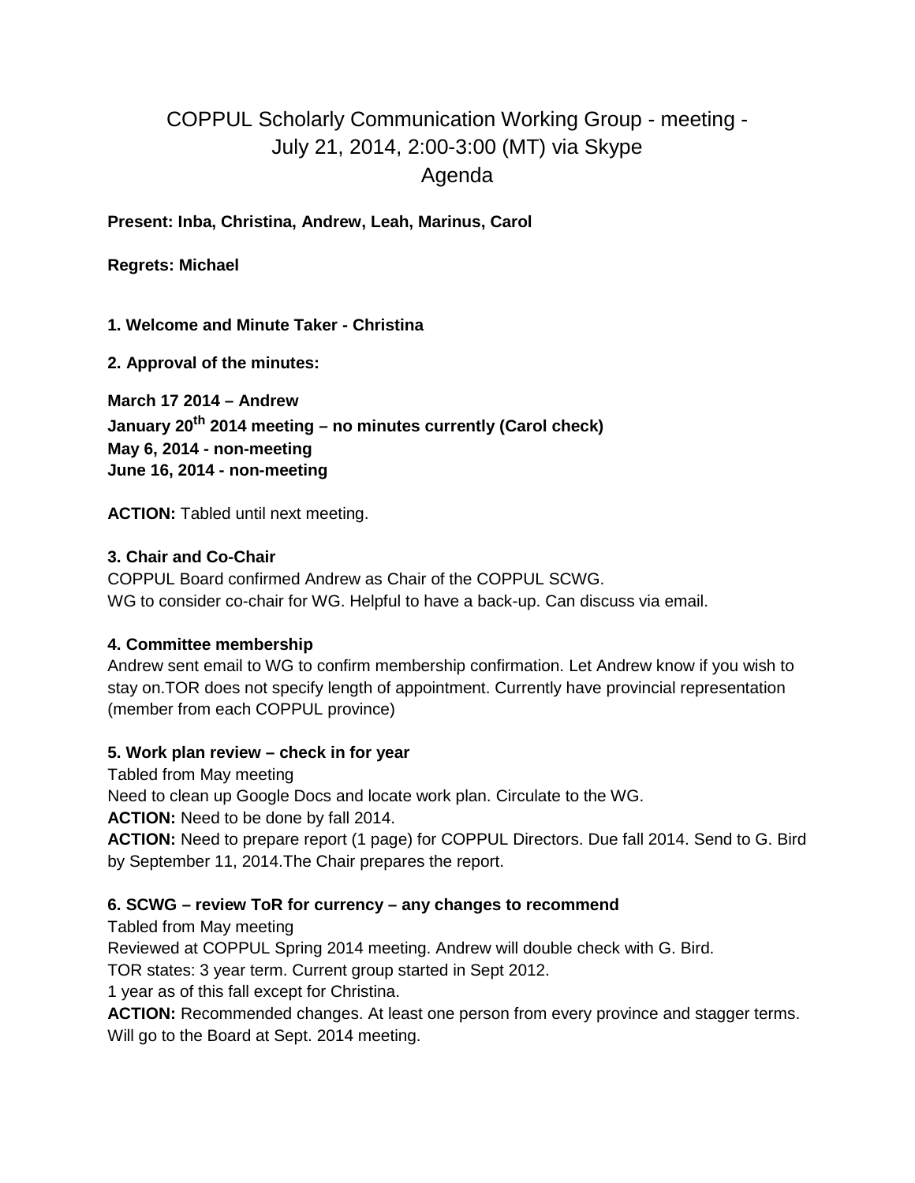# COPPUL Scholarly Communication Working Group - meeting - July 21, 2014, 2:00-3:00 (MT) via Skype
# Agenda

**Present: Inba, Christina, Andrew, Leah, Marinus, Carol**

**Regrets: Michael**

**1. Welcome and Minute Taker - Christina**

**2. Approval of the minutes:**

**March 17 2014 – Andrew**
**January 20th 2014 meeting – no minutes currently (Carol check)**
**May 6, 2014 - non-meeting**
**June 16, 2014 - non-meeting**

**ACTION:** Tabled until next meeting.

**3. Chair and Co-Chair**
COPPUL Board confirmed Andrew as Chair of the COPPUL SCWG.
WG to consider co-chair for WG. Helpful to have a back-up. Can discuss via email.

**4. Committee membership**
Andrew sent email to WG to confirm membership confirmation. Let Andrew know if you wish to stay on.TOR does not specify length of appointment. Currently have provincial representation (member from each COPPUL province)

**5. Work plan review – check in for year**
Tabled from May meeting
Need to clean up Google Docs and locate work plan. Circulate to the WG.
**ACTION:** Need to be done by fall 2014.
**ACTION:** Need to prepare report (1 page) for COPPUL Directors. Due fall 2014. Send to G. Bird by September 11, 2014.The Chair prepares the report.

**6. SCWG – review ToR for currency – any changes to recommend**
Tabled from May meeting
Reviewed at COPPUL Spring 2014 meeting. Andrew will double check with G. Bird.
TOR states: 3 year term. Current group started in Sept 2012.
1 year as of this fall except for Christina.
**ACTION:** Recommended changes. At least one person from every province and stagger terms. Will go to the Board at Sept. 2014 meeting.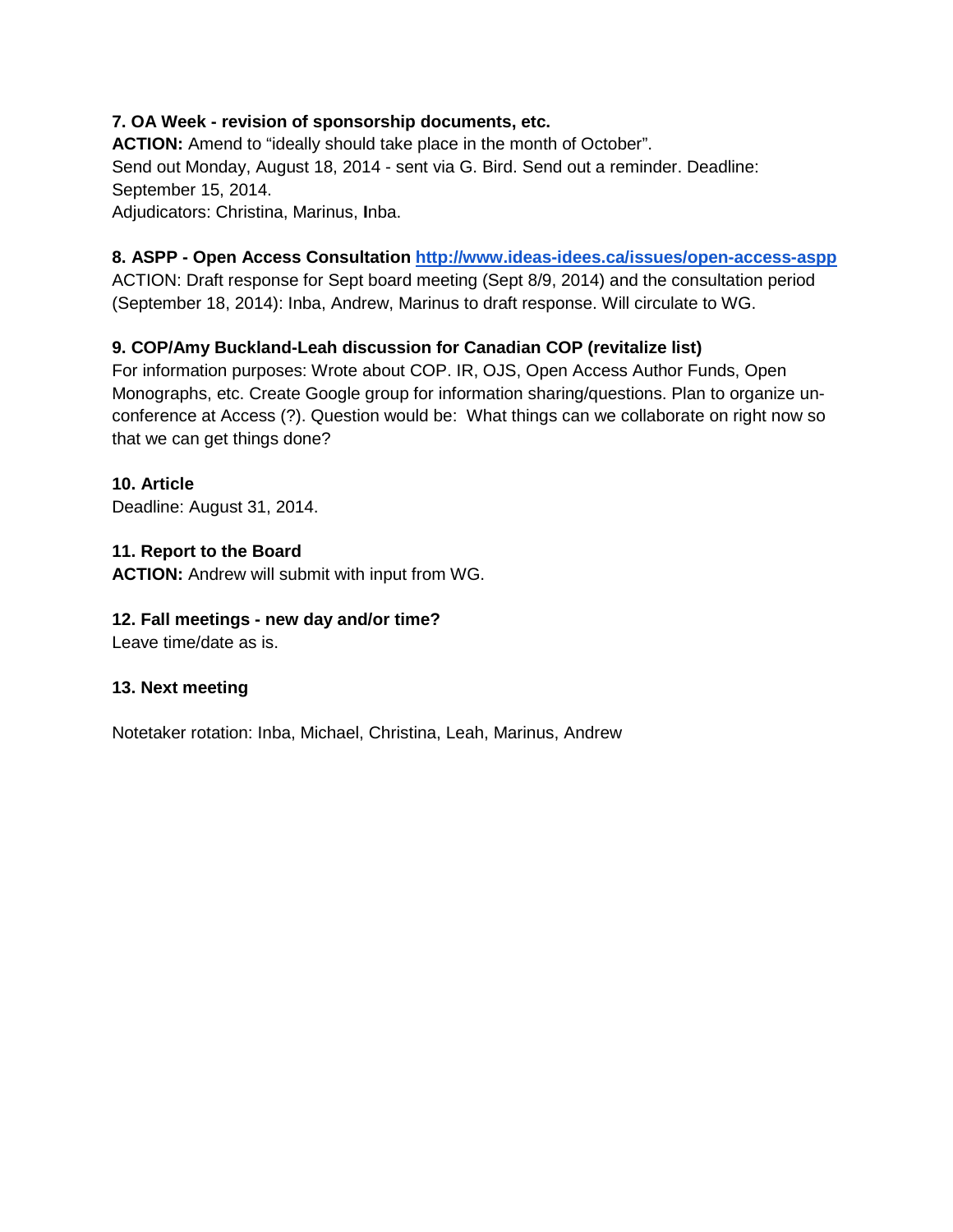**7. OA Week - revision of sponsorship documents, etc.**
**ACTION:** Amend to "ideally should take place in the month of October".
Send out Monday, August 18, 2014 - sent via G. Bird. Send out a reminder. Deadline: September 15, 2014.
Adjudicators: Christina, Marinus, **I**nba.

**8. ASPP - Open Access Consultation [http://www.ideas-idees.ca/issues/open-access-aspp](http://www.ideas-idees.ca/issues/open-access-aspp)**
ACTION: Draft response for Sept board meeting (Sept 8/9, 2014) and the consultation period (September 18, 2014): Inba, Andrew, Marinus to draft response. Will circulate to WG.

**9. COP/Amy Buckland-Leah discussion for Canadian COP (revitalize list)**
For information purposes: Wrote about COP. IR, OJS, Open Access Author Funds, Open Monographs, etc. Create Google group for information sharing/questions. Plan to organize un-conference at Access (?). Question would be: What things can we collaborate on right now so that we can get things done?

**10. Article**
Deadline: August 31, 2014.

**11. Report to the Board**
**ACTION:** Andrew will submit with input from WG.

**12. Fall meetings - new day and/or time?**
Leave time/date as is.

**13. Next meeting**

Notetaker rotation: Inba, Michael, Christina, Leah, Marinus, Andrew